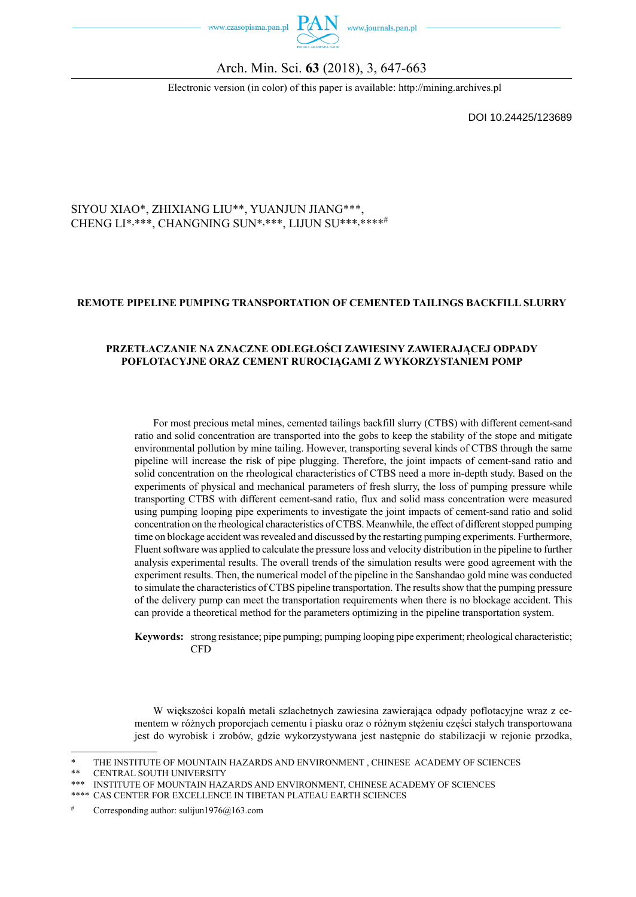SIYOU XIAO*, ZHIXIANG LIU**, YUANJUN JIANG***,
CHENG LI*,***, CHANGNING SUN*,***, LIJUN SU***,****#

**REMOTE PIPELINE PUMPING TRANSPORTATION OF CEMENTED TAILINGS BACKFILL SLURRY**

**PRZETŁACZANIE NA ZNACZNE ODLEGŁOŚCI ZAWIESINY ZAWIERAJĄCEJ ODPADY POFLOTACYJNE ORAZ CEMENT RUROCIĄGAMI Z WYKORZYSTANIEM POMP**

For most precious metal mines, cemented tailings backfill slurry (CTBS) with different cement-sand ratio and solid concentration are transported into the gobs to keep the stability of the stope and mitigate environmental pollution by mine tailing. However, transporting several kinds of CTBS through the same pipeline will increase the risk of pipe plugging. Therefore, the joint impacts of cement-sand ratio and solid concentration on the rheological characteristics of CTBS need a more in-depth study. Based on the experiments of physical and mechanical parameters of fresh slurry, the loss of pumping pressure while transporting CTBS with different cement-sand ratio, flux and solid mass concentration were measured using pumping looping pipe experiments to investigate the joint impacts of cement-sand ratio and solid concentration on the rheological characteristics of CTBS. Meanwhile, the effect of different stopped pumping time on blockage accident was revealed and discussed by the restarting pumping experiments. Furthermore, Fluent software was applied to calculate the pressure loss and velocity distribution in the pipeline to further analysis experimental results. The overall trends of the simulation results were good agreement with the experiment results. Then, the numerical model of the pipeline in the Sanshandao gold mine was conducted to simulate the characteristics of CTBS pipeline transportation. The results show that the pumping pressure of the delivery pump can meet the transportation requirements when there is no blockage accident. This can provide a theoretical method for the parameters optimizing in the pipeline transportation system.

**Keywords:** strong resistance; pipe pumping; pumping looping pipe experiment; rheological characteristic; CFD

W większości kopalń metali szlachetnych zawiesina zawierająca odpady poflotacyjne wraz z cementem w różnych proporcjach cementu i piasku oraz o różnym stężeniu części stałych transportowana jest do wyrobisk i zrobów, gdzie wykorzystywana jest następnie do stabilizacji w rejonie przodka,

---

\* THE INSTITUTE OF MOUNTAIN HAZARDS AND ENVIRONMENT , CHINESE ACADEMY OF SCIENCES

\** CENTRAL SOUTH UNIVERSITY

\*** INSTITUTE OF MOUNTAIN HAZARDS AND ENVIRONMENT, CHINESE ACADEMY OF SCIENCES

\**** CAS CENTER FOR EXCELLENCE IN TIBETAN PLATEAU EARTH SCIENCES

\# Corresponding author: sulijun1976@163.com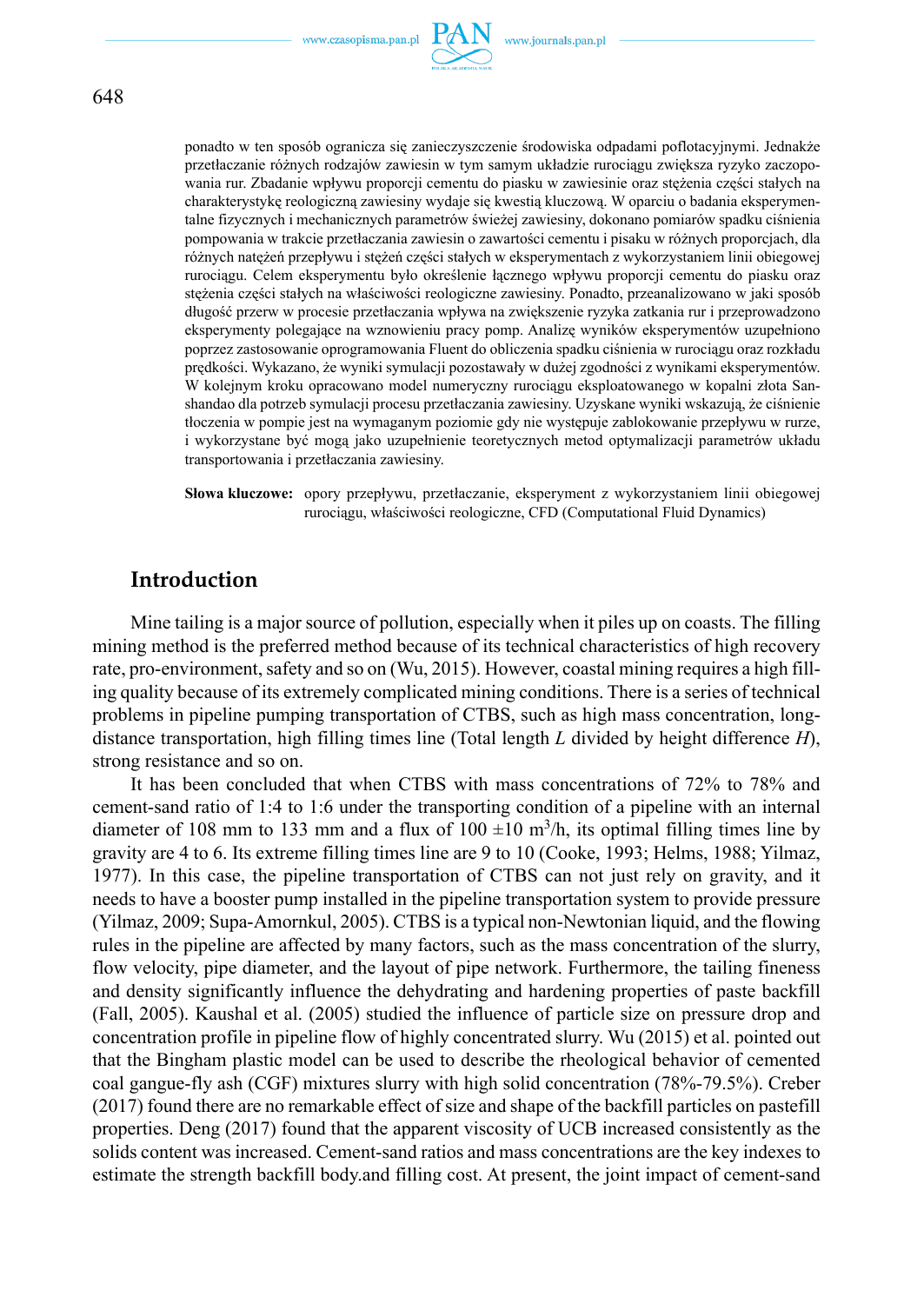ponadto w ten sposób ogranicza się zanieczyszczenie środowiska odpadami poflotacyjnymi. Jednakże przetłaczanie różnych rodzajów zawiesin w tym samym układzie rurociągu zwiększa ryzyko zaczopowania rur. Zbadanie wpływu proporcji cementu do piasku w zawiesinie oraz stężenia części stałych na charakterystykę reologiczną zawiesiny wydaje się kwestią kluczową. W oparciu o badania eksperymentalne fizycznych i mechanicznych parametrów świeżej zawiesiny, dokonano pomiarów spadku ciśnienia pompowania w trakcie przetłaczania zawiesin o zawartości cementu i pisaku w różnych proporcjach, dla różnych natężeń przepływu i stężeń części stałych w eksperymentach z wykorzystaniem linii obiegowej rurociągu. Celem eksperymentu było określenie łącznego wpływu proporcji cementu do piasku oraz stężenia części stałych na właściwości reologiczne zawiesiny. Ponadto, przeanalizowano w jaki sposób długość przerw w procesie przetłaczania wpływa na zwiększenie ryzyka zatkania rur i przeprowadzono eksperymenty polegające na wznowieniu pracy pomp. Analizę wyników eksperymentów uzupełniono poprzez zastosowanie oprogramowania Fluent do obliczenia spadku ciśnienia w rurociągu oraz rozkładu prędkości. Wykazano, że wyniki symulacji pozostawały w dużej zgodności z wynikami eksperymentów. W kolejnym kroku opracowano model numeryczny rurociągu eksploatowanego w kopalni złota Sanshandao dla potrzeb symulacji procesu przetłaczania zawiesiny. Uzyskane wyniki wskazują, że ciśnienie tłoczenia w pompie jest na wymaganym poziomie gdy nie występuje zablokowanie przepływu w rurze, i wykorzystane być mogą jako uzupełnienie teoretycznych metod optymalizacji parametrów układu transportowania i przetłaczania zawiesiny.

**Słowa kluczowe:** opory przepływu, przetłaczanie, eksperyment z wykorzystaniem linii obiegowej rurociągu, właściwości reologiczne, CFD (Computational Fluid Dynamics)

## Introduction

Mine tailing is a major source of pollution, especially when it piles up on coasts. The filling mining method is the preferred method because of its technical characteristics of high recovery rate, pro-environment, safety and so on (Wu, 2015). However, coastal mining requires a high filling quality because of its extremely complicated mining conditions. There is a series of technical problems in pipeline pumping transportation of CTBS, such as high mass concentration, long-distance transportation, high filling times line (Total length $L$ divided by height difference $H$), strong resistance and so on.

It has been concluded that when CTBS with mass concentrations of 72% to 78% and cement-sand ratio of 1:4 to 1:6 under the transporting condition of a pipeline with an internal diameter of 108 mm to 133 mm and a flux of 100 ±10 $m^3$/h, its optimal filling times line by gravity are 4 to 6. Its extreme filling times line are 9 to 10 (Cooke, 1993; Helms, 1988; Yilmaz, 1977). In this case, the pipeline transportation of CTBS can not just rely on gravity, and it needs to have a booster pump installed in the pipeline transportation system to provide pressure (Yilmaz, 2009; Supa-Amornkul, 2005). CTBS is a typical non-Newtonian liquid, and the flowing rules in the pipeline are affected by many factors, such as the mass concentration of the slurry, flow velocity, pipe diameter, and the layout of pipe network. Furthermore, the tailing fineness and density significantly influence the dehydrating and hardening properties of paste backfill (Fall, 2005). Kaushal et al. (2005) studied the influence of particle size on pressure drop and concentration profile in pipeline flow of highly concentrated slurry. Wu (2015) et al. pointed out that the Bingham plastic model can be used to describe the rheological behavior of cemented coal gangue-fly ash (CGF) mixtures slurry with high solid concentration (78%-79.5%). Creber (2017) found there are no remarkable effect of size and shape of the backfill particles on pastefill properties. Deng (2017) found that the apparent viscosity of UCB increased consistently as the solids content was increased. Cement-sand ratios and mass concentrations are the key indexes to estimate the strength backfill body.and filling cost. At present, the joint impact of cement-sand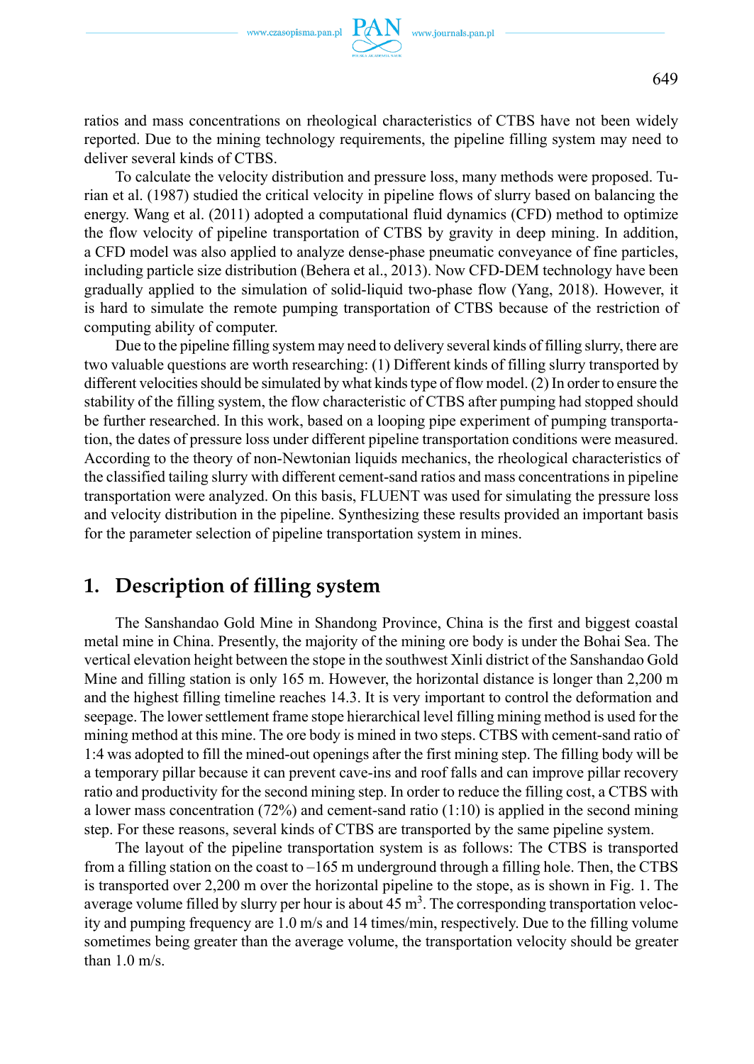ratios and mass concentrations on rheological characteristics of CTBS have not been widely reported. Due to the mining technology requirements, the pipeline filling system may need to deliver several kinds of CTBS.

To calculate the velocity distribution and pressure loss, many methods were proposed. Turian et al. (1987) studied the critical velocity in pipeline flows of slurry based on balancing the energy. Wang et al. (2011) adopted a computational fluid dynamics (CFD) method to optimize the flow velocity of pipeline transportation of CTBS by gravity in deep mining. In addition, a CFD model was also applied to analyze dense-phase pneumatic conveyance of fine particles, including particle size distribution (Behera et al., 2013). Now CFD-DEM technology have been gradually applied to the simulation of solid-liquid two-phase flow (Yang, 2018). However, it is hard to simulate the remote pumping transportation of CTBS because of the restriction of computing ability of computer.

Due to the pipeline filling system may need to delivery several kinds of filling slurry, there are two valuable questions are worth researching: (1) Different kinds of filling slurry transported by different velocities should be simulated by what kinds type of flow model. (2) In order to ensure the stability of the filling system, the flow characteristic of CTBS after pumping had stopped should be further researched. In this work, based on a looping pipe experiment of pumping transportation, the dates of pressure loss under different pipeline transportation conditions were measured. According to the theory of non-Newtonian liquids mechanics, the rheological characteristics of the classified tailing slurry with different cement-sand ratios and mass concentrations in pipeline transportation were analyzed. On this basis, FLUENT was used for simulating the pressure loss and velocity distribution in the pipeline. Synthesizing these results provided an important basis for the parameter selection of pipeline transportation system in mines.

## 1. Description of filling system

The Sanshandao Gold Mine in Shandong Province, China is the first and biggest coastal metal mine in China. Presently, the majority of the mining ore body is under the Bohai Sea. The vertical elevation height between the stope in the southwest Xinli district of the Sanshandao Gold Mine and filling station is only 165 m. However, the horizontal distance is longer than 2,200 m and the highest filling timeline reaches 14.3. It is very important to control the deformation and seepage. The lower settlement frame stope hierarchical level filling mining method is used for the mining method at this mine. The ore body is mined in two steps. CTBS with cement-sand ratio of 1:4 was adopted to fill the mined-out openings after the first mining step. The filling body will be a temporary pillar because it can prevent cave-ins and roof falls and can improve pillar recovery ratio and productivity for the second mining step. In order to reduce the filling cost, a CTBS with a lower mass concentration (72%) and cement-sand ratio (1:10) is applied in the second mining step. For these reasons, several kinds of CTBS are transported by the same pipeline system.

The layout of the pipeline transportation system is as follows: The CTBS is transported from a filling station on the coast to –165 m underground through a filling hole. Then, the CTBS is transported over 2,200 m over the horizontal pipeline to the stope, as is shown in Fig. 1. The average volume filled by slurry per hour is about 45 $m^3$. The corresponding transportation velocity and pumping frequency are 1.0 m/s and 14 times/min, respectively. Due to the filling volume sometimes being greater than the average volume, the transportation velocity should be greater than 1.0 m/s.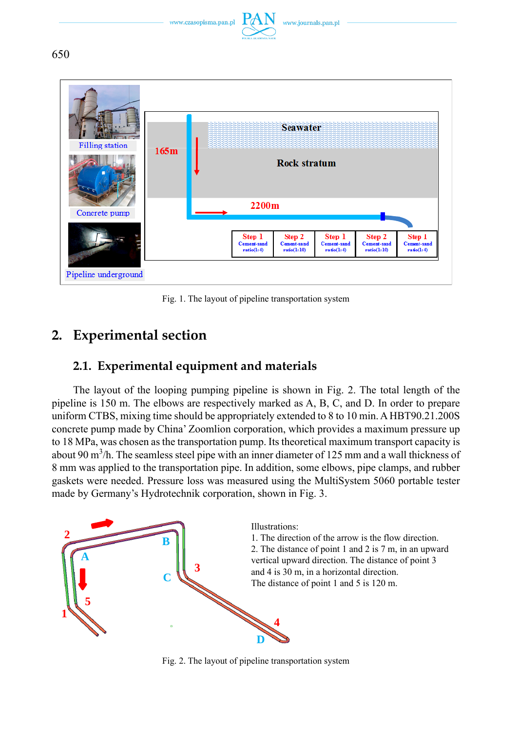Fig. 1. The layout of pipeline transportation system

## 2. Experimental section

### 2.1. Experimental equipment and materials

The layout of the looping pumping pipeline is shown in Fig. 2. The total length of the pipeline is 150 m. The elbows are respectively marked as A, B, C, and D. In order to prepare uniform CTBS, mixing time should be appropriately extended to 8 to 10 min. A HBT90.21.200S concrete pump made by China' Zoomlion corporation, which provides a maximum pressure up to 18 MPa, was chosen as the transportation pump. Its theoretical maximum transport capacity is about 90 $m^3$/h. The seamless steel pipe with an inner diameter of 125 mm and a wall thickness of 8 mm was applied to the transportation pipe. In addition, some elbows, pipe clamps, and rubber gaskets were needed. Pressure loss was measured using the MultiSystem 5060 portable tester made by Germany's Hydrotechnik corporation, shown in Fig. 3.

Illustrations:
1. The direction of the arrow is the flow direction.
2. The distance of point 1 and 2 is 7 m, in an upward vertical upward direction. The distance of point 3 and 4 is 30 m, in a horizontal direction.
The distance of point 1 and 5 is 120 m.

Fig. 2. The layout of pipeline transportation system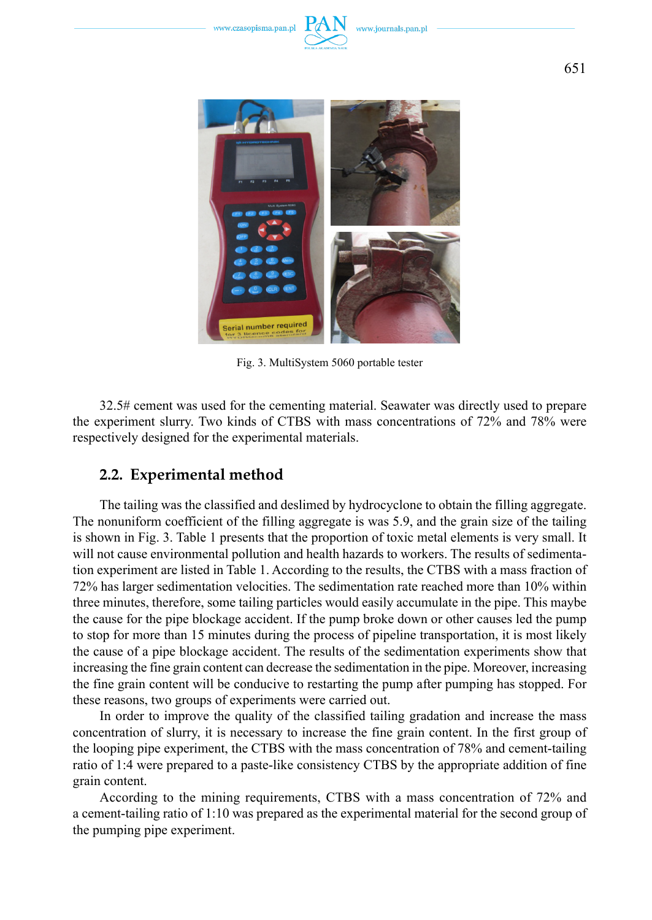Fig. 3. MultiSystem 5060 portable tester

32.5# cement was used for the cementing material. Seawater was directly used to prepare the experiment slurry. Two kinds of CTBS with mass concentrations of 72% and 78% were respectively designed for the experimental materials.

## 2.2. Experimental method

The tailing was the classified and deslimed by hydrocyclone to obtain the filling aggregate. The nonuniform coefficient of the filling aggregate is was 5.9, and the grain size of the tailing is shown in Fig. 3. Table 1 presents that the proportion of toxic metal elements is very small. It will not cause environmental pollution and health hazards to workers. The results of sedimentation experiment are listed in Table 1. According to the results, the CTBS with a mass fraction of 72% has larger sedimentation velocities. The sedimentation rate reached more than 10% within three minutes, therefore, some tailing particles would easily accumulate in the pipe. This maybe the cause for the pipe blockage accident. If the pump broke down or other causes led the pump to stop for more than 15 minutes during the process of pipeline transportation, it is most likely the cause of a pipe blockage accident. The results of the sedimentation experiments show that increasing the fine grain content can decrease the sedimentation in the pipe. Moreover, increasing the fine grain content will be conducive to restarting the pump after pumping has stopped. For these reasons, two groups of experiments were carried out.

In order to improve the quality of the classified tailing gradation and increase the mass concentration of slurry, it is necessary to increase the fine grain content. In the first group of the looping pipe experiment, the CTBS with the mass concentration of 78% and cement-tailing ratio of 1:4 were prepared to a paste-like consistency CTBS by the appropriate addition of fine grain content.

According to the mining requirements, CTBS with a mass concentration of 72% and a cement-tailing ratio of 1:10 was prepared as the experimental material for the second group of the pumping pipe experiment.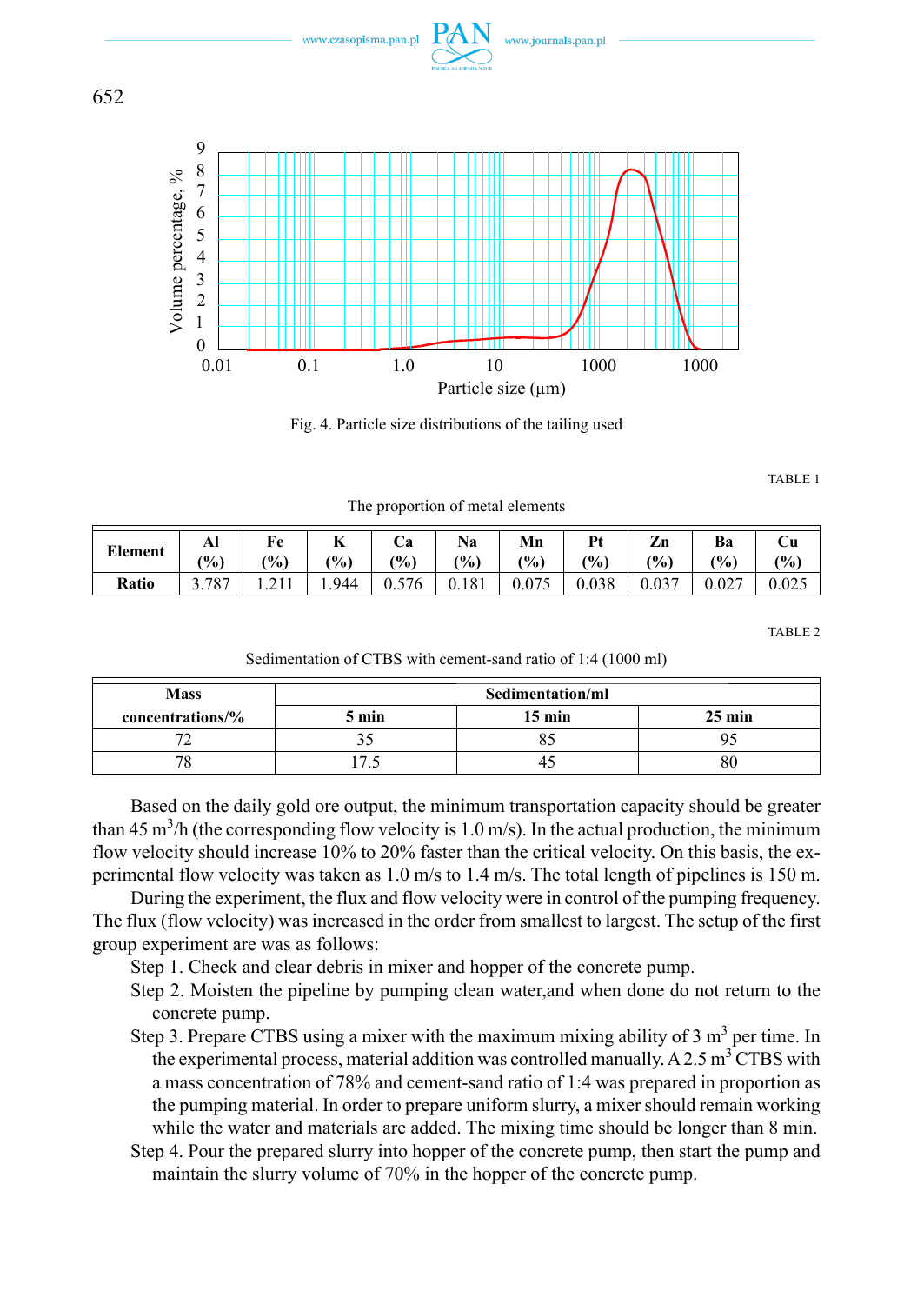Fig. 4. Particle size distributions of the tailing used

TABLE 1

The proportion of metal elements

| Element | Al (%) | Fe (%) | K (%) | Ca (%) | Na (%) | Mn (%) | Pt (%) | Zn (%) | Ba (%) | Cu (%) |
|---|---|---|---|---|---|---|---|---|---|---|
| Ratio | 3.787 | 1.211 | 1.944 | 0.576 | 0.181 | 0.075 | 0.038 | 0.037 | 0.027 | 0.025 |

TABLE 2

Sedimentation of CTBS with cement-sand ratio of 1:4 (1000 ml)

| Mass concentrations/% | Sedimentation/ml | | |
|---|---|---|---|
| | 5 min | 15 min | 25 min |
| 72 | 35 | 85 | 95 |
| 78 | 17.5 | 45 | 80 |

Based on the daily gold ore output, the minimum transportation capacity should be greater than 45 $m^3$/h (the corresponding flow velocity is 1.0 m/s). In the actual production, the minimum flow velocity should increase 10% to 20% faster than the critical velocity. On this basis, the experimental flow velocity was taken as 1.0 m/s to 1.4 m/s. The total length of pipelines is 150 m.

During the experiment, the flux and flow velocity were in control of the pumping frequency. The flux (flow velocity) was increased in the order from smallest to largest. The setup of the first group experiment are was as follows:

Step 1. Check and clear debris in mixer and hopper of the concrete pump.

Step 2. Moisten the pipeline by pumping clean water,and when done do not return to the concrete pump.

Step 3. Prepare CTBS using a mixer with the maximum mixing ability of 3 $m^3$ per time. In the experimental process, material addition was controlled manually. A 2.5 $m^3$ CTBS with a mass concentration of 78% and cement-sand ratio of 1:4 was prepared in proportion as the pumping material. In order to prepare uniform slurry, a mixer should remain working while the water and materials are added. The mixing time should be longer than 8 min.

Step 4. Pour the prepared slurry into hopper of the concrete pump, then start the pump and maintain the slurry volume of 70% in the hopper of the concrete pump.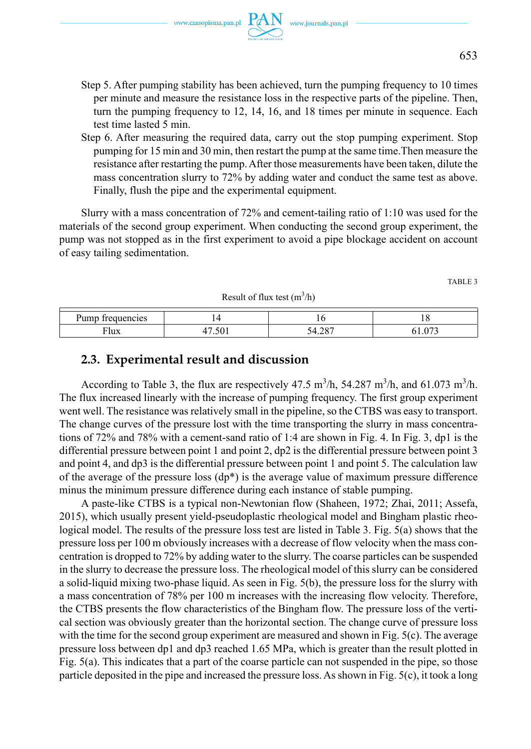Step 5. After pumping stability has been achieved, turn the pumping frequency to 10 times per minute and measure the resistance loss in the respective parts of the pipeline. Then, turn the pumping frequency to 12, 14, 16, and 18 times per minute in sequence. Each test time lasted 5 min.

Step 6. After measuring the required data, carry out the stop pumping experiment. Stop pumping for 15 min and 30 min, then restart the pump at the same time.Then measure the resistance after restarting the pump. After those measurements have been taken, dilute the mass concentration slurry to 72% by adding water and conduct the same test as above. Finally, flush the pipe and the experimental equipment.

Slurry with a mass concentration of 72% and cement-tailing ratio of 1:10 was used for the materials of the second group experiment. When conducting the second group experiment, the pump was not stopped as in the first experiment to avoid a pipe blockage accident on account of easy tailing sedimentation.

TABLE 3

Result of flux test (m$^3$/h)

| Pump frequencies | 14 | 16 | 18 |
|---|---|---|---|
| Flux | 47.501 | 54.287 | 61.073 |

## 2.3. Experimental result and discussion

According to Table 3, the flux are respectively 47.5 m$^3$/h, 54.287 m$^3$/h, and 61.073 m$^3$/h. The flux increased linearly with the increase of pumping frequency. The first group experiment went well. The resistance was relatively small in the pipeline, so the CTBS was easy to transport. The change curves of the pressure lost with the time transporting the slurry in mass concentrations of 72% and 78% with a cement-sand ratio of 1:4 are shown in Fig. 4. In Fig. 3, dp1 is the differential pressure between point 1 and point 2, dp2 is the differential pressure between point 3 and point 4, and dp3 is the differential pressure between point 1 and point 5. The calculation law of the average of the pressure loss (dp*) is the average value of maximum pressure difference minus the minimum pressure difference during each instance of stable pumping.

A paste-like CTBS is a typical non-Newtonian flow (Shaheen, 1972; Zhai, 2011; Assefa, 2015), which usually present yield-pseudoplastic rheological model and Bingham plastic rheological model. The results of the pressure loss test are listed in Table 3. Fig. 5(a) shows that the pressure loss per 100 m obviously increases with a decrease of flow velocity when the mass concentration is dropped to 72% by adding water to the slurry. The coarse particles can be suspended in the slurry to decrease the pressure loss. The rheological model of this slurry can be considered a solid-liquid mixing two-phase liquid. As seen in Fig. 5(b), the pressure loss for the slurry with a mass concentration of 78% per 100 m increases with the increasing flow velocity. Therefore, the CTBS presents the flow characteristics of the Bingham flow. The pressure loss of the vertical section was obviously greater than the horizontal section. The change curve of pressure loss with the time for the second group experiment are measured and shown in Fig. 5(c). The average pressure loss between dp1 and dp3 reached 1.65 MPa, which is greater than the result plotted in Fig. 5(a). This indicates that a part of the coarse particle can not suspended in the pipe, so those particle deposited in the pipe and increased the pressure loss. As shown in Fig. 5(c), it took a long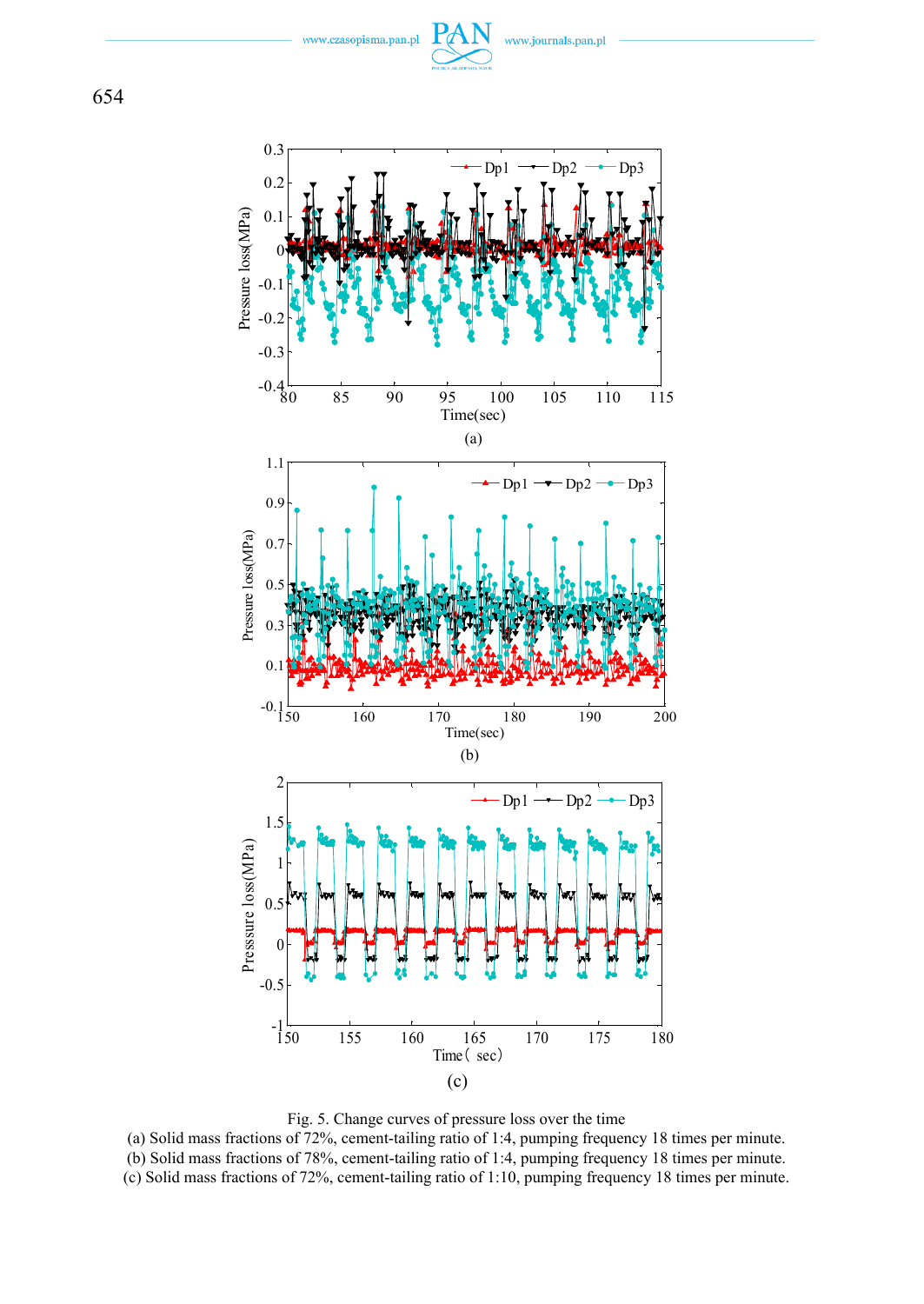Fig. 5. Change curves of pressure loss over the time
(a) Solid mass fractions of 72%, cement-tailing ratio of 1:4, pumping frequency 18 times per minute.
(b) Solid mass fractions of 78%, cement-tailing ratio of 1:4, pumping frequency 18 times per minute.
(c) Solid mass fractions of 72%, cement-tailing ratio of 1:10, pumping frequency 18 times per minute.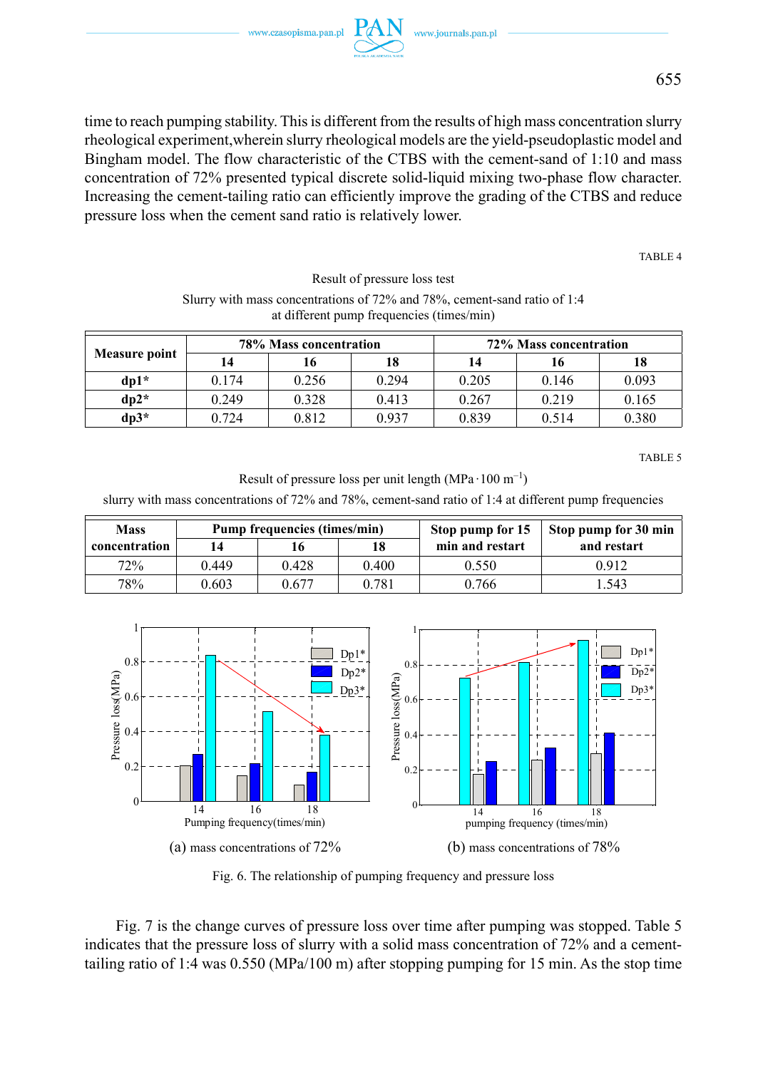time to reach pumping stability. This is different from the results of high mass concentration slurry rheological experiment,wherein slurry rheological models are the yield-pseudoplastic model and Bingham model. The flow characteristic of the CTBS with the cement-sand of 1:10 and mass concentration of 72% presented typical discrete solid-liquid mixing two-phase flow character. Increasing the cement-tailing ratio can efficiently improve the grading of the CTBS and reduce pressure loss when the cement sand ratio is relatively lower.

TABLE 4

Result of pressure loss test

Slurry with mass concentrations of 72% and 78%, cement-sand ratio of 1:4 at different pump frequencies (times/min)

| Measure point | 78% Mass concentration | | | 72% Mass concentration | | |
|---|---|---|---|---|---|---|
| | 14 | 16 | 18 | 14 | 16 | 18 |
| dp1* | 0.174 | 0.256 | 0.294 | 0.205 | 0.146 | 0.093 |
| dp2* | 0.249 | 0.328 | 0.413 | 0.267 | 0.219 | 0.165 |
| dp3* | 0.724 | 0.812 | 0.937 | 0.839 | 0.514 | 0.380 |

TABLE 5

Result of pressure loss per unit length ($MPa \cdot 100\ m^{-1}$)

slurry with mass concentrations of 72% and 78%, cement-sand ratio of 1:4 at different pump frequencies

| Mass concentration | Pump frequencies (times/min) | | | Stop pump for 15 min and restart | Stop pump for 30 min and restart |
|---|---|---|---|---|---|
| | 14 | 16 | 18 | | |
| 72% | 0.449 | 0.428 | 0.400 | 0.550 | 0.912 |
| 78% | 0.603 | 0.677 | 0.781 | 0.766 | 1.543 |

(a) mass concentrations of 72%

(b) mass concentrations of 78%

Fig. 6. The relationship of pumping frequency and pressure loss

Fig. 7 is the change curves of pressure loss over time after pumping was stopped. Table 5 indicates that the pressure loss of slurry with a solid mass concentration of 72% and a cement-tailing ratio of 1:4 was 0.550 (MPa/100 m) after stopping pumping for 15 min. As the stop time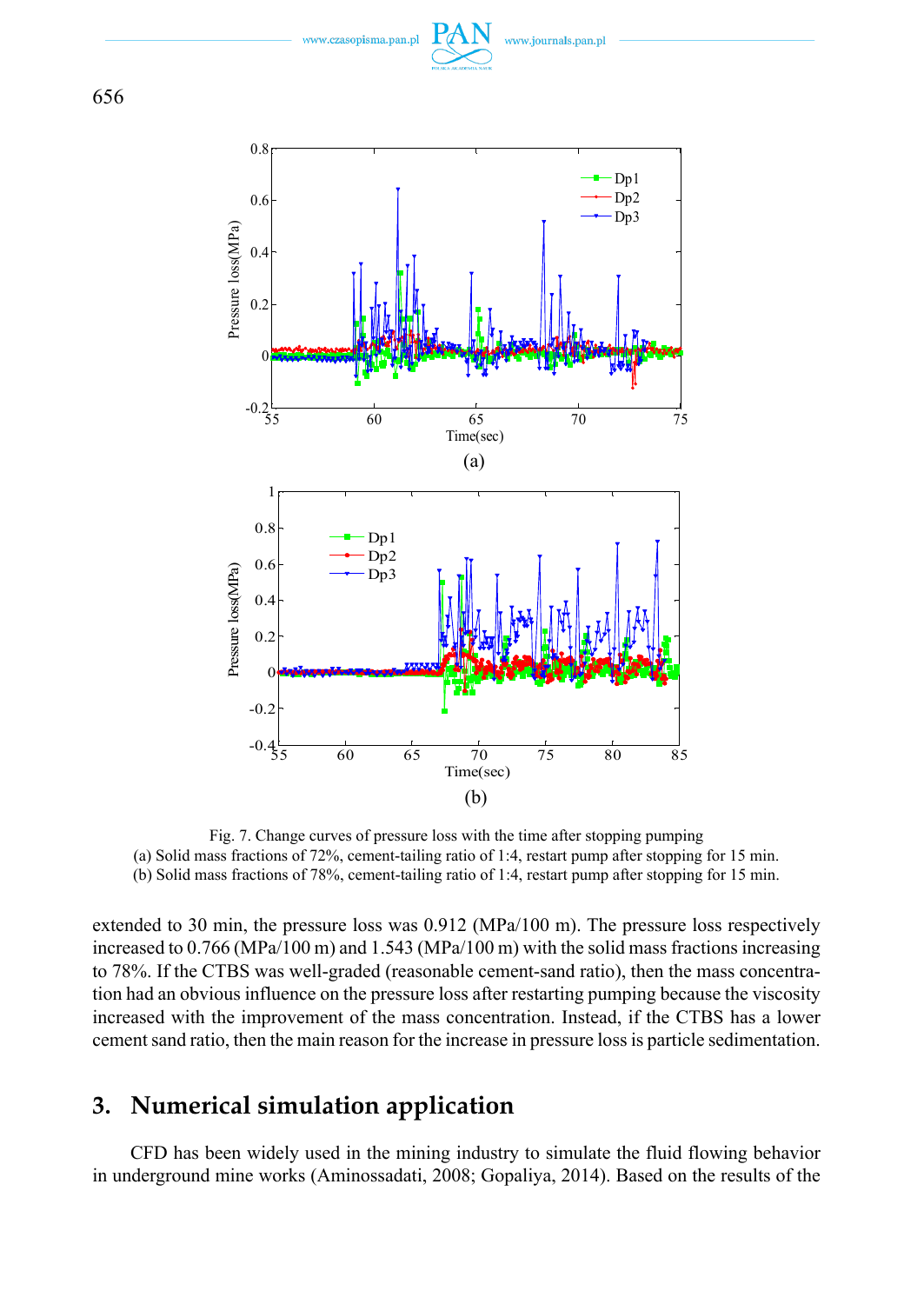Fig. 7. Change curves of pressure loss with the time after stopping pumping
(a) Solid mass fractions of 72%, cement-tailing ratio of 1:4, restart pump after stopping for 15 min.
(b) Solid mass fractions of 78%, cement-tailing ratio of 1:4, restart pump after stopping for 15 min.

extended to 30 min, the pressure loss was 0.912 (MPa/100 m). The pressure loss respectively increased to 0.766 (MPa/100 m) and 1.543 (MPa/100 m) with the solid mass fractions increasing to 78%. If the CTBS was well-graded (reasonable cement-sand ratio), then the mass concentration had an obvious influence on the pressure loss after restarting pumping because the viscosity increased with the improvement of the mass concentration. Instead, if the CTBS has a lower cement sand ratio, then the main reason for the increase in pressure loss is particle sedimentation.

## 3. Numerical simulation application

CFD has been widely used in the mining industry to simulate the fluid flowing behavior in underground mine works (Aminossadati, 2008; Gopaliya, 2014). Based on the results of the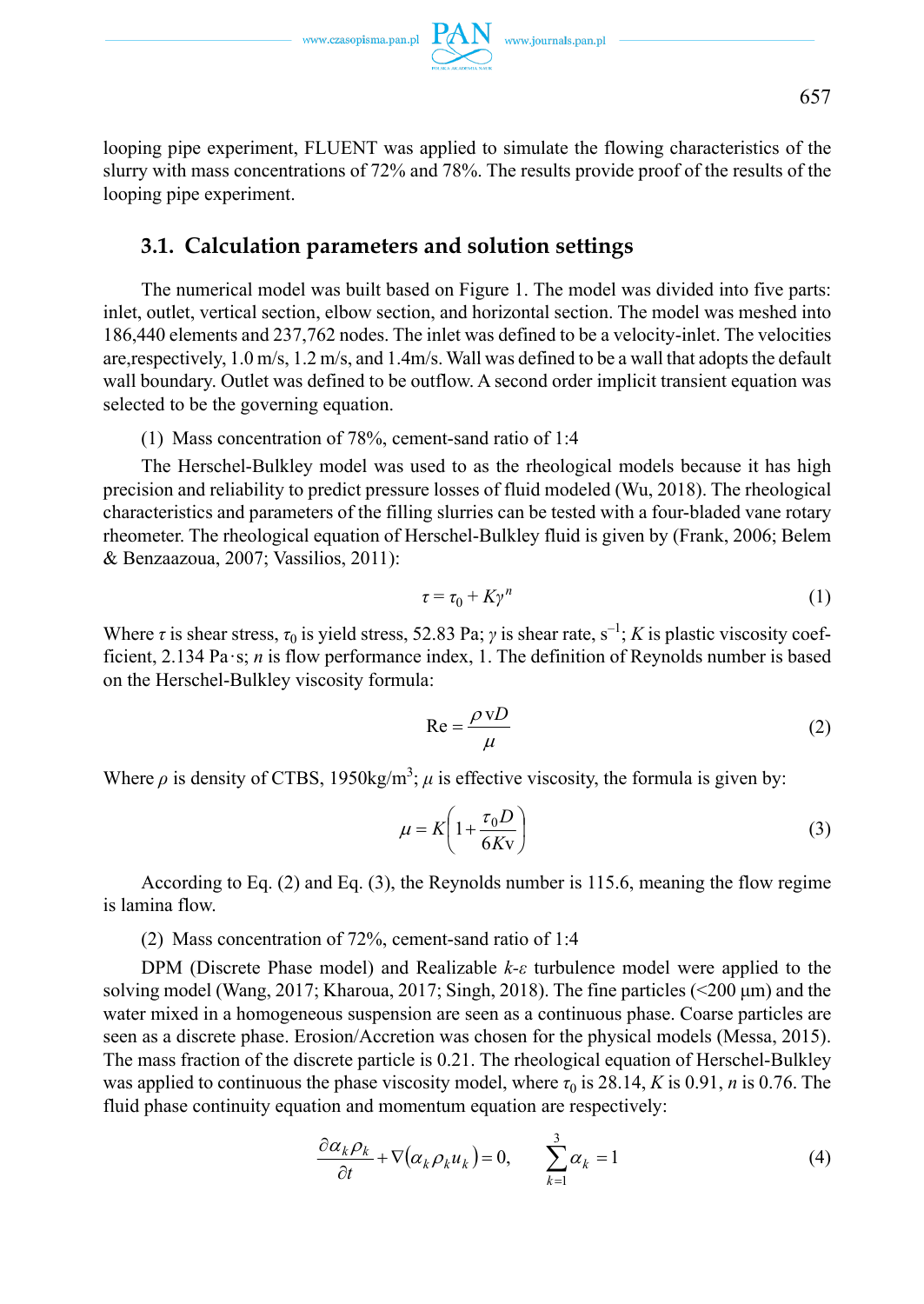looping pipe experiment, FLUENT was applied to simulate the flowing characteristics of the slurry with mass concentrations of 72% and 78%. The results provide proof of the results of the looping pipe experiment.

### 3.1. Calculation parameters and solution settings

The numerical model was built based on Figure 1. The model was divided into five parts: inlet, outlet, vertical section, elbow section, and horizontal section. The model was meshed into 186,440 elements and 237,762 nodes. The inlet was defined to be a velocity-inlet. The velocities are,respectively, 1.0 m/s, 1.2 m/s, and 1.4m/s. Wall was defined to be a wall that adopts the default wall boundary. Outlet was defined to be outflow. A second order implicit transient equation was selected to be the governing equation.

(1) Mass concentration of 78%, cement-sand ratio of 1:4

The Herschel-Bulkley model was used to as the rheological models because it has high precision and reliability to predict pressure losses of fluid modeled (Wu, 2018). The rheological characteristics and parameters of the filling slurries can be tested with a four-bladed vane rotary rheometer. The rheological equation of Herschel-Bulkley fluid is given by (Frank, 2006; Belem & Benzaazoua, 2007; Vassilios, 2011):

$$\tau = \tau_0 + K\gamma^n \tag{1}$$

Where $\tau$ is shear stress, $\tau_0$ is yield stress, 52.83 Pa; $\gamma$ is shear rate, $s^{-1}$; $K$ is plastic viscosity coefficient, 2.134 Pa·s; $n$ is flow performance index, 1. The definition of Reynolds number is based on the Herschel-Bulkley viscosity formula:

$$\mathrm{Re} = \frac{\rho \mathrm{v} D}{\mu} \tag{2}$$

Where $\rho$ is density of CTBS, 1950kg/m$^3$; $\mu$ is effective viscosity, the formula is given by:

$$\mu = K\left(1 + \frac{\tau_0 D}{6K\mathrm{v}}\right) \tag{3}$$

According to Eq. (2) and Eq. (3), the Reynolds number is 115.6, meaning the flow regime is lamina flow.

(2) Mass concentration of 72%, cement-sand ratio of 1:4

DPM (Discrete Phase model) and Realizable $k$-$\varepsilon$ turbulence model were applied to the solving model (Wang, 2017; Kharoua, 2017; Singh, 2018). The fine particles (<200 μm) and the water mixed in a homogeneous suspension are seen as a continuous phase. Coarse particles are seen as a discrete phase. Erosion/Accretion was chosen for the physical models (Messa, 2015). The mass fraction of the discrete particle is 0.21. The rheological equation of Herschel-Bulkley was applied to continuous the phase viscosity model, where $\tau_0$ is 28.14, $K$ is 0.91, $n$ is 0.76. The fluid phase continuity equation and momentum equation are respectively:

$$\frac{\partial \alpha_k \rho_k}{\partial t} + \nabla\left(\alpha_k \rho_k u_k\right) = 0, \qquad \sum_{k=1}^{3} \alpha_k = 1 \tag{4}$$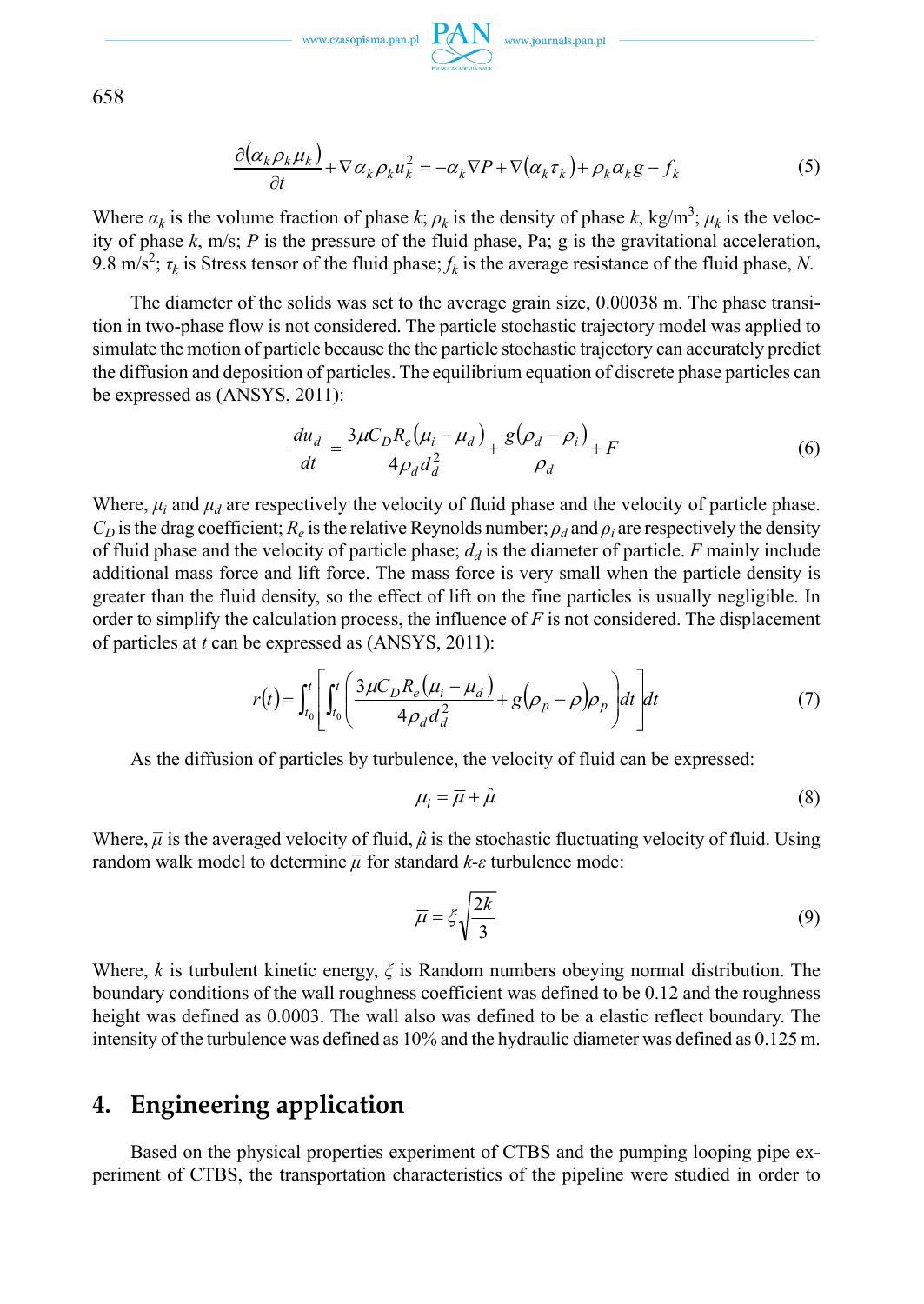$$\frac{\partial(\alpha_k \rho_k \mu_k)}{\partial t} + \nabla \alpha_k \rho_k u_k^2 = -\alpha_k \nabla P + \nabla(\alpha_k \tau_k) + \rho_k \alpha_k g - f_k \tag{5}$$

Where $\alpha_k$ is the volume fraction of phase $k$; $\rho_k$ is the density of phase $k$, kg/m$^3$; $\mu_k$ is the velocity of phase $k$, m/s; $P$ is the pressure of the fluid phase, Pa; g is the gravitational acceleration, 9.8 m/s$^2$; $\tau_k$ is Stress tensor of the fluid phase; $f_k$ is the average resistance of the fluid phase, $N$.

The diameter of the solids was set to the average grain size, 0.00038 m. The phase transition in two-phase flow is not considered. The particle stochastic trajectory model was applied to simulate the motion of particle because the the particle stochastic trajectory can accurately predict the diffusion and deposition of particles. The equilibrium equation of discrete phase particles can be expressed as (ANSYS, 2011):

$$\frac{du_d}{dt} = \frac{3\mu C_D R_e(\mu_i - \mu_d)}{4\rho_d d_d^2} + \frac{g(\rho_d - \rho_i)}{\rho_d} + F \tag{6}$$

Where, $\mu_i$ and $\mu_d$ are respectively the velocity of fluid phase and the velocity of particle phase. $C_D$ is the drag coefficient; $R_e$ is the relative Reynolds number; $\rho_d$ and $\rho_i$ are respectively the density of fluid phase and the velocity of particle phase; $d_d$ is the diameter of particle. $F$ mainly include additional mass force and lift force. The mass force is very small when the particle density is greater than the fluid density, so the effect of lift on the fine particles is usually negligible. In order to simplify the calculation process, the influence of $F$ is not considered. The displacement of particles at $t$ can be expressed as (ANSYS, 2011):

$$r(t) = \int_{t_0}^{t} \left[ \int_{t_0}^{t} \left( \frac{3\mu C_D R_e(\mu_i - \mu_d)}{4\rho_d d_d^2} + g(\rho_p - \rho)\rho_p \right) dt \right] dt \tag{7}$$

As the diffusion of particles by turbulence, the velocity of fluid can be expressed:

$$\mu_i = \overline{\mu} + \hat{\mu} \tag{8}$$

Where, $\overline{\mu}$ is the averaged velocity of fluid, $\hat{\mu}$ is the stochastic fluctuating velocity of fluid. Using random walk model to determine $\overline{\mu}$ for standard $k$-$\varepsilon$ turbulence mode:

$$\overline{\mu} = \xi \sqrt{\frac{2k}{3}} \tag{9}$$

Where, $k$ is turbulent kinetic energy, $\xi$ is Random numbers obeying normal distribution. The boundary conditions of the wall roughness coefficient was defined to be 0.12 and the roughness height was defined as 0.0003. The wall also was defined to be a elastic reflect boundary. The intensity of the turbulence was defined as 10% and the hydraulic diameter was defined as 0.125 m.

## 4. Engineering application

Based on the physical properties experiment of CTBS and the pumping looping pipe experiment of CTBS, the transportation characteristics of the pipeline were studied in order to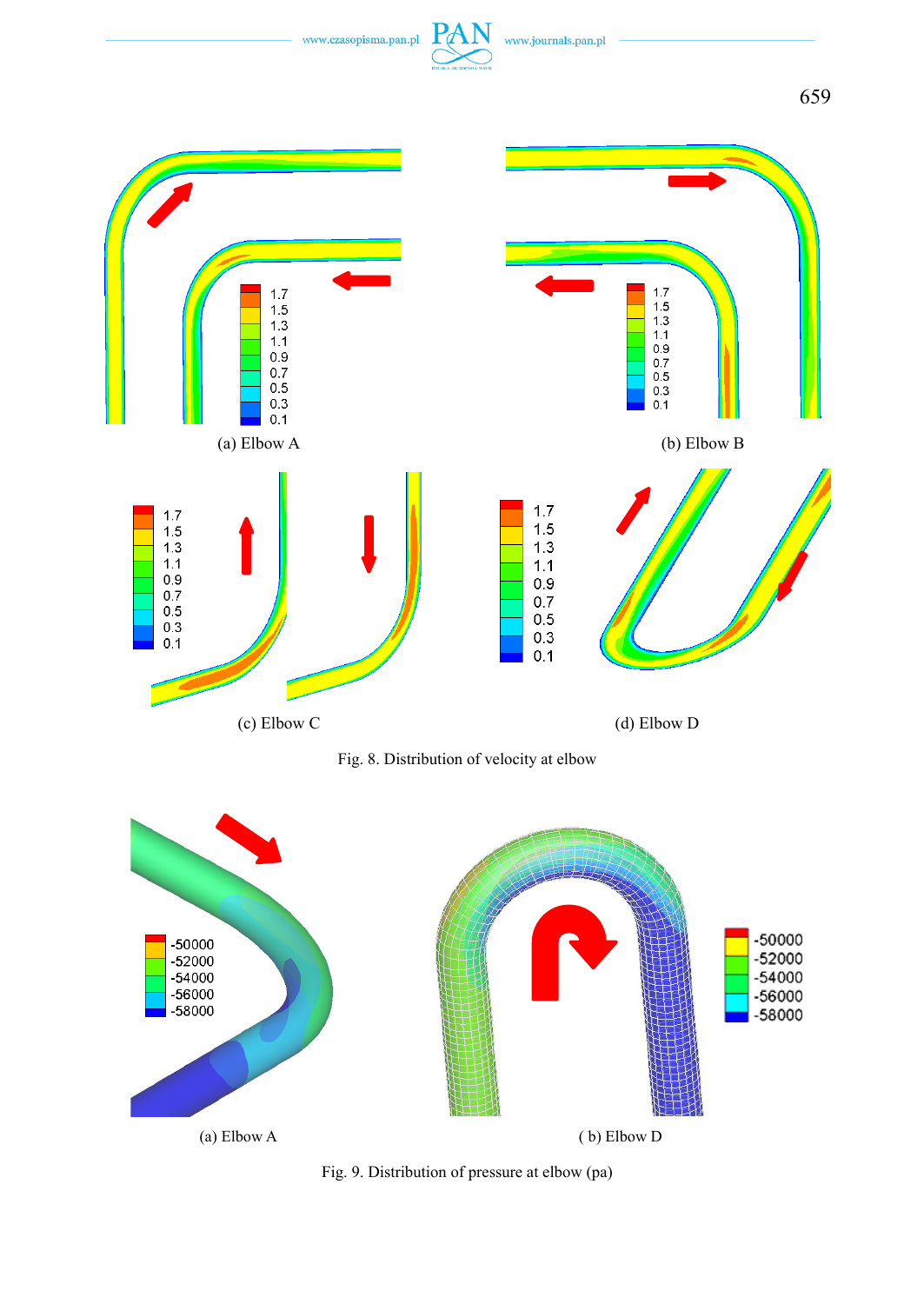(a) Elbow A

(b) Elbow B

(c) Elbow C

(d) Elbow D

Fig. 8. Distribution of velocity at elbow

(a) Elbow A

( b) Elbow D

Fig. 9. Distribution of pressure at elbow (pa)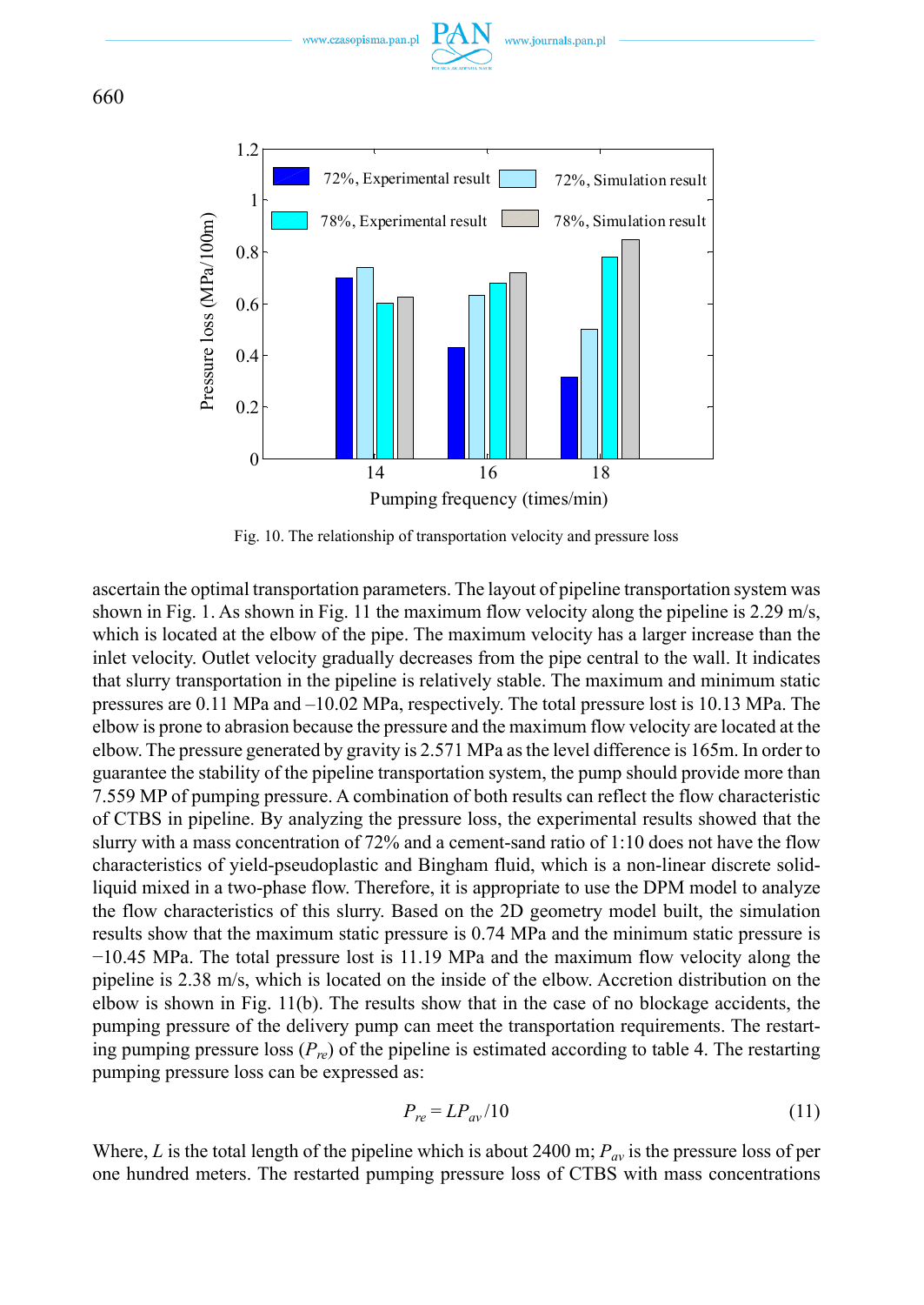Fig. 10. The relationship of transportation velocity and pressure loss

ascertain the optimal transportation parameters. The layout of pipeline transportation system was shown in Fig. 1. As shown in Fig. 11 the maximum flow velocity along the pipeline is 2.29 m/s, which is located at the elbow of the pipe. The maximum velocity has a larger increase than the inlet velocity. Outlet velocity gradually decreases from the pipe central to the wall. It indicates that slurry transportation in the pipeline is relatively stable. The maximum and minimum static pressures are 0.11 MPa and –10.02 MPa, respectively. The total pressure lost is 10.13 MPa. The elbow is prone to abrasion because the pressure and the maximum flow velocity are located at the elbow. The pressure generated by gravity is 2.571 MPa as the level difference is 165m. In order to guarantee the stability of the pipeline transportation system, the pump should provide more than 7.559 MP of pumping pressure. A combination of both results can reflect the flow characteristic of CTBS in pipeline. By analyzing the pressure loss, the experimental results showed that the slurry with a mass concentration of 72% and a cement-sand ratio of 1:10 does not have the flow characteristics of yield-pseudoplastic and Bingham fluid, which is a non-linear discrete solid-liquid mixed in a two-phase flow. Therefore, it is appropriate to use the DPM model to analyze the flow characteristics of this slurry. Based on the 2D geometry model built, the simulation results show that the maximum static pressure is 0.74 MPa and the minimum static pressure is −10.45 MPa. The total pressure lost is 11.19 MPa and the maximum flow velocity along the pipeline is 2.38 m/s, which is located on the inside of the elbow. Accretion distribution on the elbow is shown in Fig. 11(b). The results show that in the case of no blockage accidents, the pumping pressure of the delivery pump can meet the transportation requirements. The restarting pumping pressure loss ($P_{re}$) of the pipeline is estimated according to table 4. The restarting pumping pressure loss can be expressed as:

$$P_{re} = LP_{av}/10 \tag{11}$$

Where, $L$ is the total length of the pipeline which is about 2400 m; $P_{av}$ is the pressure loss of per one hundred meters. The restarted pumping pressure loss of CTBS with mass concentrations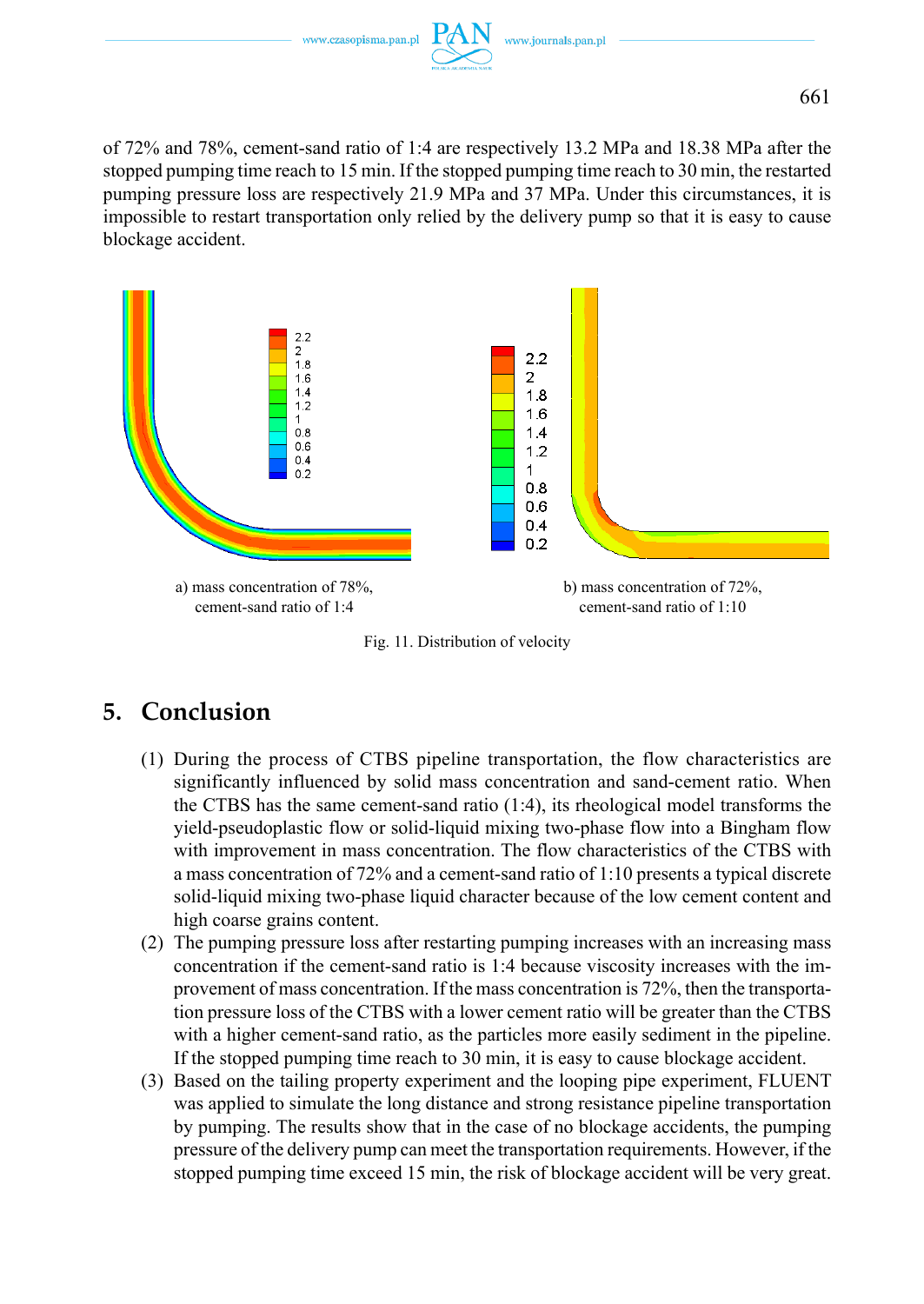of 72% and 78%, cement-sand ratio of 1:4 are respectively 13.2 MPa and 18.38 MPa after the stopped pumping time reach to 15 min. If the stopped pumping time reach to 30 min, the restarted pumping pressure loss are respectively 21.9 MPa and 37 MPa. Under this circumstances, it is impossible to restart transportation only relied by the delivery pump so that it is easy to cause blockage accident.

a) mass concentration of 78%, cement-sand ratio of 1:4

b) mass concentration of 72%, cement-sand ratio of 1:10

Fig. 11. Distribution of velocity

## 5. Conclusion

(1) During the process of CTBS pipeline transportation, the flow characteristics are significantly influenced by solid mass concentration and sand-cement ratio. When the CTBS has the same cement-sand ratio (1:4), its rheological model transforms the yield-pseudoplastic flow or solid-liquid mixing two-phase flow into a Bingham flow with improvement in mass concentration. The flow characteristics of the CTBS with a mass concentration of 72% and a cement-sand ratio of 1:10 presents a typical discrete solid-liquid mixing two-phase liquid character because of the low cement content and high coarse grains content.

(2) The pumping pressure loss after restarting pumping increases with an increasing mass concentration if the cement-sand ratio is 1:4 because viscosity increases with the improvement of mass concentration. If the mass concentration is 72%, then the transportation pressure loss of the CTBS with a lower cement ratio will be greater than the CTBS with a higher cement-sand ratio, as the particles more easily sediment in the pipeline. If the stopped pumping time reach to 30 min, it is easy to cause blockage accident.

(3) Based on the tailing property experiment and the looping pipe experiment, FLUENT was applied to simulate the long distance and strong resistance pipeline transportation by pumping. The results show that in the case of no blockage accidents, the pumping pressure of the delivery pump can meet the transportation requirements. However, if the stopped pumping time exceed 15 min, the risk of blockage accident will be very great.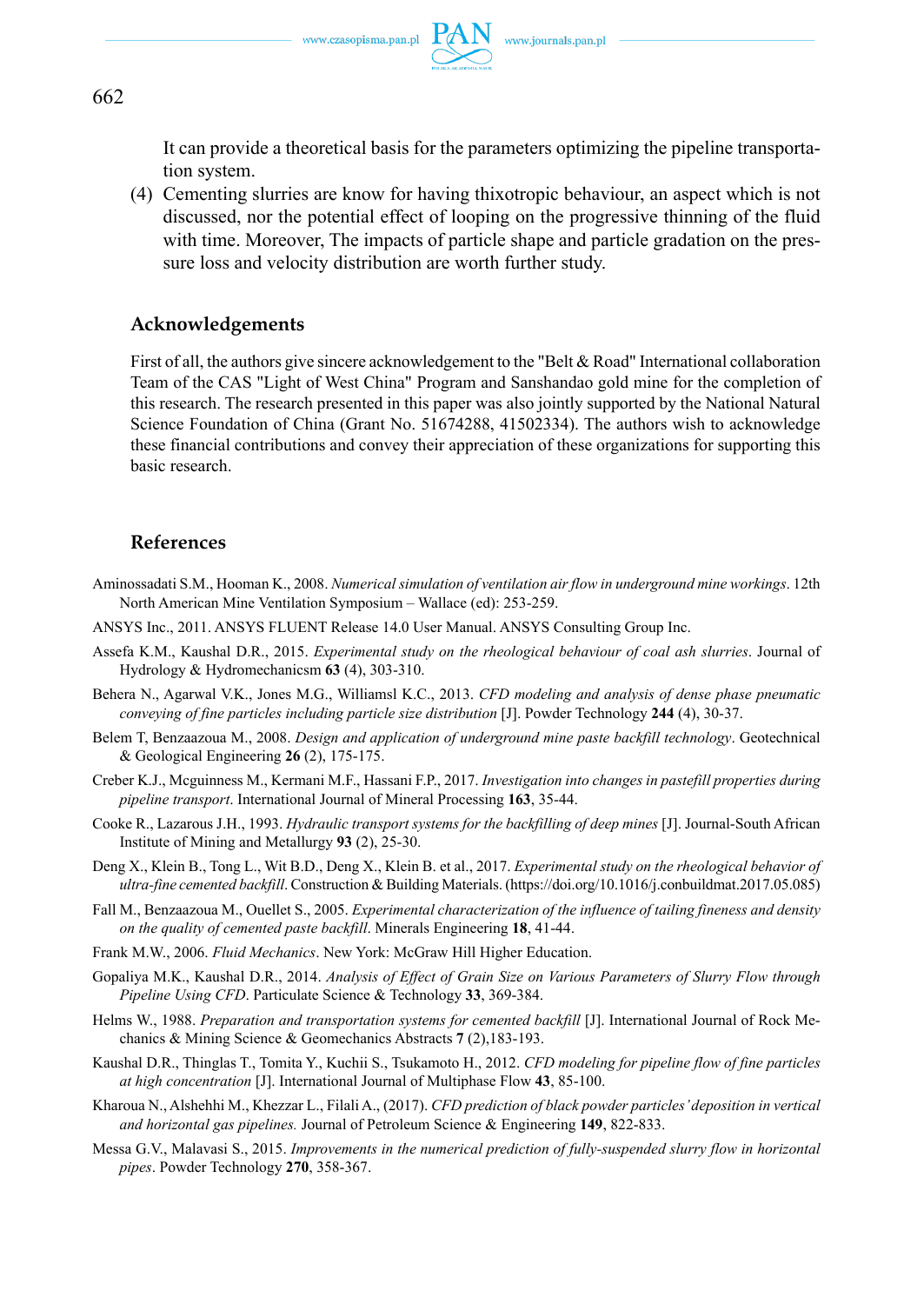It can provide a theoretical basis for the parameters optimizing the pipeline transportation system.

(4) Cementing slurries are know for having thixotropic behaviour, an aspect which is not discussed, nor the potential effect of looping on the progressive thinning of the fluid with time. Moreover, The impacts of particle shape and particle gradation on the pressure loss and velocity distribution are worth further study.

## Acknowledgements

First of all, the authors give sincere acknowledgement to the "Belt & Road" International collaboration Team of the CAS "Light of West China" Program and Sanshandao gold mine for the completion of this research. The research presented in this paper was also jointly supported by the National Natural Science Foundation of China (Grant No. 51674288, 41502334). The authors wish to acknowledge these financial contributions and convey their appreciation of these organizations for supporting this basic research.

## References

Aminossadati S.M., Hooman K., 2008. *Numerical simulation of ventilation air flow in underground mine workings*. 12th North American Mine Ventilation Symposium – Wallace (ed): 253-259.

ANSYS Inc., 2011. ANSYS FLUENT Release 14.0 User Manual. ANSYS Consulting Group Inc.

Assefa K.M., Kaushal D.R., 2015. *Experimental study on the rheological behaviour of coal ash slurries*. Journal of Hydrology & Hydromechanicsm **63** (4), 303-310.

Behera N., Agarwal V.K., Jones M.G., Williamsl K.C., 2013. *CFD modeling and analysis of dense phase pneumatic conveying of fine particles including particle size distribution* [J]. Powder Technology **244** (4), 30-37.

Belem T, Benzaazoua M., 2008. *Design and application of underground mine paste backfill technology*. Geotechnical & Geological Engineering **26** (2), 175-175.

Creber K.J., Mcguinness M., Kermani M.F., Hassani F.P., 2017. *Investigation into changes in pastefill properties during pipeline transport*. International Journal of Mineral Processing **163**, 35-44.

Cooke R., Lazarous J.H., 1993. *Hydraulic transport systems for the backfilling of deep mines* [J]. Journal-South African Institute of Mining and Metallurgy **93** (2), 25-30.

Deng X., Klein B., Tong L., Wit B.D., Deng X., Klein B. et al., 2017. *Experimental study on the rheological behavior of ultra-fine cemented backfill*. Construction & Building Materials. (https://doi.org/10.1016/j.conbuildmat.2017.05.085)

Fall M., Benzaazoua M., Ouellet S., 2005. *Experimental characterization of the influence of tailing fineness and density on the quality of cemented paste backfill*. Minerals Engineering **18**, 41-44.

Frank M.W., 2006. *Fluid Mechanics*. New York: McGraw Hill Higher Education.

Gopaliya M.K., Kaushal D.R., 2014. *Analysis of Effect of Grain Size on Various Parameters of Slurry Flow through Pipeline Using CFD*. Particulate Science & Technology **33**, 369-384.

Helms W., 1988. *Preparation and transportation systems for cemented backfill* [J]. International Journal of Rock Mechanics & Mining Science & Geomechanics Abstracts **7** (2),183-193.

Kaushal D.R., Thinglas T., Tomita Y., Kuchii S., Tsukamoto H., 2012. *CFD modeling for pipeline flow of fine particles at high concentration* [J]. International Journal of Multiphase Flow **43**, 85-100.

Kharoua N., Alshehhi M., Khezzar L., Filali A., (2017). *CFD prediction of black powder particles' deposition in vertical and horizontal gas pipelines.* Journal of Petroleum Science & Engineering **149**, 822-833.

Messa G.V., Malavasi S., 2015. *Improvements in the numerical prediction of fully-suspended slurry flow in horizontal pipes*. Powder Technology **270**, 358-367.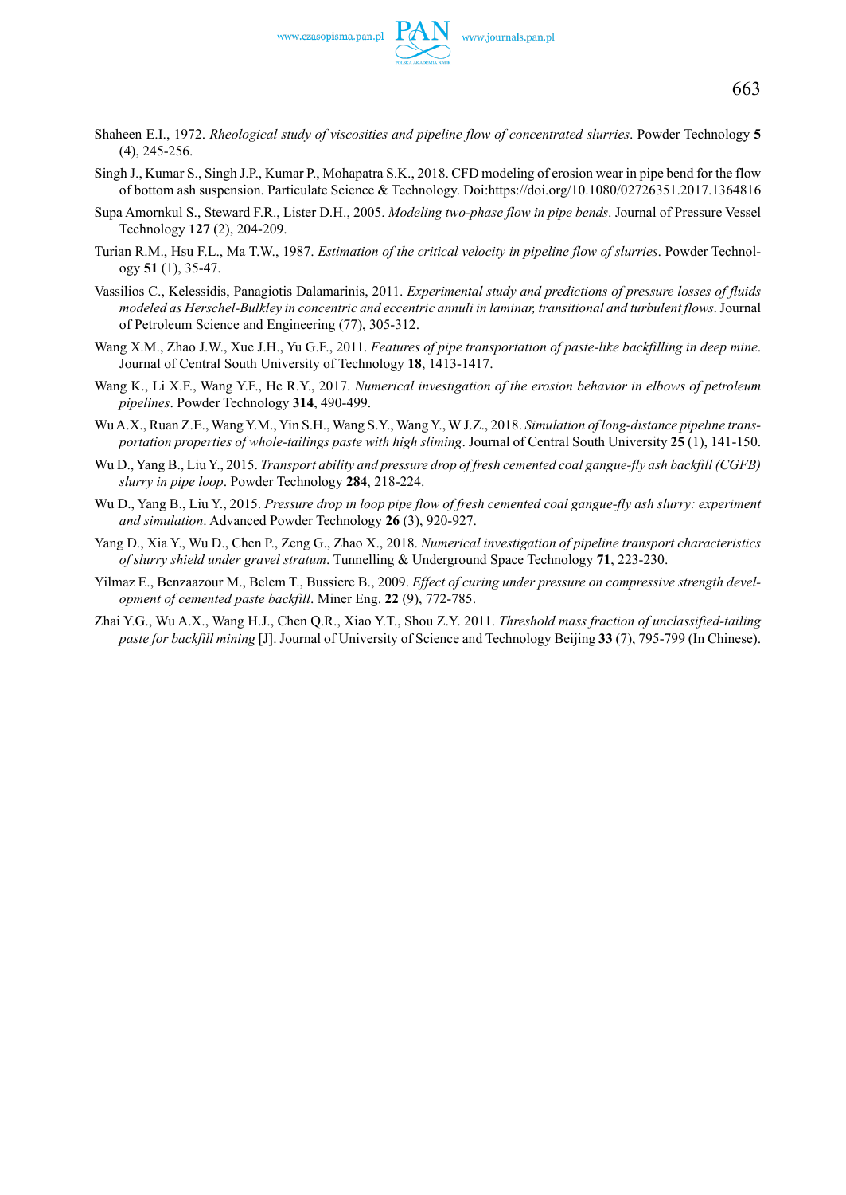Shaheen E.I., 1972. *Rheological study of viscosities and pipeline flow of concentrated slurries*. Powder Technology **5** (4), 245-256.

Singh J., Kumar S., Singh J.P., Kumar P., Mohapatra S.K., 2018. CFD modeling of erosion wear in pipe bend for the flow of bottom ash suspension. Particulate Science & Technology. Doi:https://doi.org/10.1080/02726351.2017.1364816

Supa Amornkul S., Steward F.R., Lister D.H., 2005. *Modeling two-phase flow in pipe bends*. Journal of Pressure Vessel Technology **127** (2), 204-209.

Turian R.M., Hsu F.L., Ma T.W., 1987. *Estimation of the critical velocity in pipeline flow of slurries*. Powder Technology **51** (1), 35-47.

Vassilios C., Kelessidis, Panagiotis Dalamarinis, 2011. *Experimental study and predictions of pressure losses of fluids modeled as Herschel-Bulkley in concentric and eccentric annuli in laminar, transitional and turbulent flows*. Journal of Petroleum Science and Engineering (77), 305-312.

Wang X.M., Zhao J.W., Xue J.H., Yu G.F., 2011. *Features of pipe transportation of paste-like backfilling in deep mine*. Journal of Central South University of Technology **18**, 1413-1417.

Wang K., Li X.F., Wang Y.F., He R.Y., 2017. *Numerical investigation of the erosion behavior in elbows of petroleum pipelines*. Powder Technology **314**, 490-499.

Wu A.X., Ruan Z.E., Wang Y.M., Yin S.H., Wang S.Y., Wang Y., W J.Z., 2018. *Simulation of long-distance pipeline transportation properties of whole-tailings paste with high sliming*. Journal of Central South University **25** (1), 141-150.

Wu D., Yang B., Liu Y., 2015. *Transport ability and pressure drop of fresh cemented coal gangue-fly ash backfill (CGFB) slurry in pipe loop*. Powder Technology **284**, 218-224.

Wu D., Yang B., Liu Y., 2015. *Pressure drop in loop pipe flow of fresh cemented coal gangue-fly ash slurry: experiment and simulation*. Advanced Powder Technology **26** (3), 920-927.

Yang D., Xia Y., Wu D., Chen P., Zeng G., Zhao X., 2018. *Numerical investigation of pipeline transport characteristics of slurry shield under gravel stratum*. Tunnelling & Underground Space Technology **71**, 223-230.

Yilmaz E., Benzaazour M., Belem T., Bussiere B., 2009. *Effect of curing under pressure on compressive strength development of cemented paste backfill*. Miner Eng. **22** (9), 772-785.

Zhai Y.G., Wu A.X., Wang H.J., Chen Q.R., Xiao Y.T., Shou Z.Y. 2011. *Threshold mass fraction of unclassified-tailing paste for backfill mining* [J]. Journal of University of Science and Technology Beijing **33** (7), 795-799 (In Chinese).